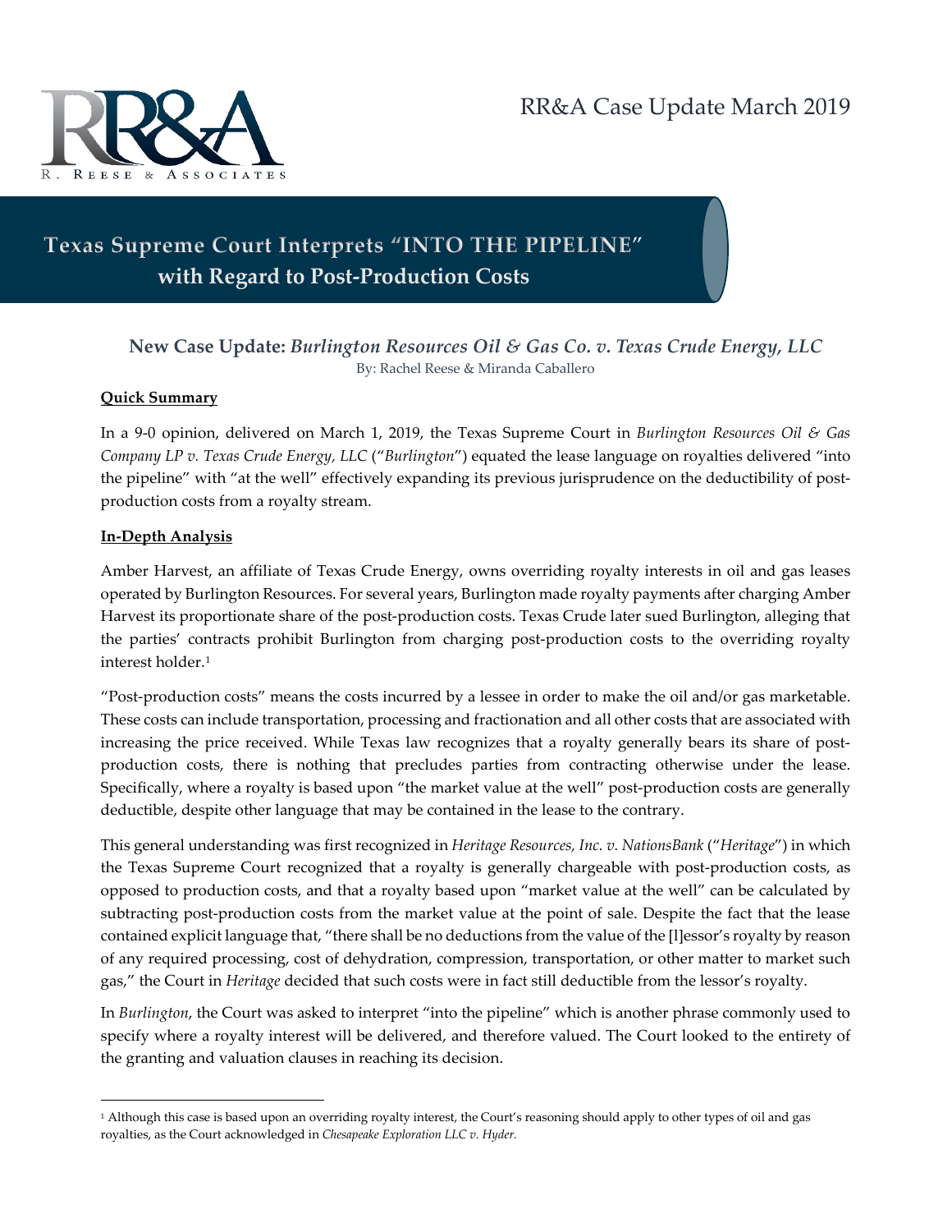RR&A Case Update March 2019

# Texas Supreme Court Interprets "INTO THE PIPELINE" with Regard to Post-Production Costs

## New Case Update: *Burlington Resources Oil & Gas Co. v. Texas Crude Energy, LLC*

By: Rachel Reese & Miranda Caballero

**Quick Summary**

In a 9-0 opinion, delivered on March 1, 2019, the Texas Supreme Court in *Burlington Resources Oil & Gas Company LP v. Texas Crude Energy, LLC* ("*Burlington*") equated the lease language on royalties delivered "into the pipeline" with "at the well" effectively expanding its previous jurisprudence on the deductibility of post-production costs from a royalty stream.

**In-Depth Analysis**

Amber Harvest, an affiliate of Texas Crude Energy, owns overriding royalty interests in oil and gas leases operated by Burlington Resources. For several years, Burlington made royalty payments after charging Amber Harvest its proportionate share of the post-production costs. Texas Crude later sued Burlington, alleging that the parties' contracts prohibit Burlington from charging post-production costs to the overriding royalty interest holder.[1]

"Post-production costs" means the costs incurred by a lessee in order to make the oil and/or gas marketable. These costs can include transportation, processing and fractionation and all other costs that are associated with increasing the price received. While Texas law recognizes that a royalty generally bears its share of post-production costs, there is nothing that precludes parties from contracting otherwise under the lease. Specifically, where a royalty is based upon "the market value at the well" post-production costs are generally deductible, despite other language that may be contained in the lease to the contrary.

This general understanding was first recognized in *Heritage Resources, Inc. v. NationsBank* ("*Heritage*") in which the Texas Supreme Court recognized that a royalty is generally chargeable with post-production costs, as opposed to production costs, and that a royalty based upon "market value at the well" can be calculated by subtracting post-production costs from the market value at the point of sale. Despite the fact that the lease contained explicit language that, "there shall be no deductions from the value of the [l]essor's royalty by reason of any required processing, cost of dehydration, compression, transportation, or other matter to market such gas," the Court in *Heritage* decided that such costs were in fact still deductible from the lessor's royalty.

In *Burlington*, the Court was asked to interpret "into the pipeline" which is another phrase commonly used to specify where a royalty interest will be delivered, and therefore valued. The Court looked to the entirety of the granting and valuation clauses in reaching its decision.

[1] Although this case is based upon an overriding royalty interest, the Court's reasoning should apply to other types of oil and gas royalties, as the Court acknowledged in *Chesapeake Exploration LLC v. Hyder.*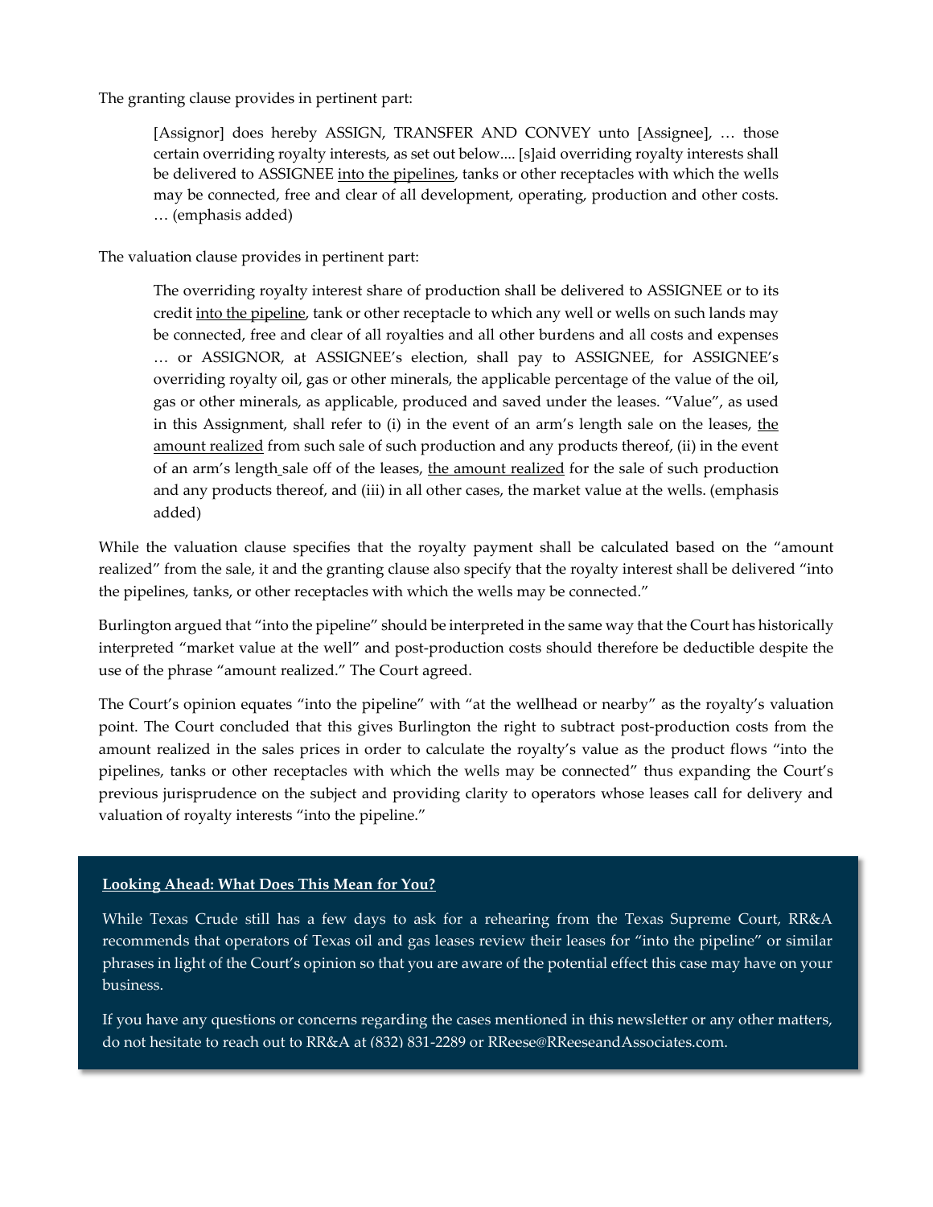The granting clause provides in pertinent part:

> [Assignor] does hereby ASSIGN, TRANSFER AND CONVEY unto [Assignee], … those certain overriding royalty interests, as set out below.... [s]aid overriding royalty interests shall be delivered to ASSIGNEE <u>into the pipelines</u>, tanks or other receptacles with which the wells may be connected, free and clear of all development, operating, production and other costs. … (emphasis added)

The valuation clause provides in pertinent part:

> The overriding royalty interest share of production shall be delivered to ASSIGNEE or to its credit <u>into the pipeline</u>, tank or other receptacle to which any well or wells on such lands may be connected, free and clear of all royalties and all other burdens and all costs and expenses … or ASSIGNOR, at ASSIGNEE's election, shall pay to ASSIGNEE, for ASSIGNEE's overriding royalty oil, gas or other minerals, the applicable percentage of the value of the oil, gas or other minerals, as applicable, produced and saved under the leases. "Value", as used in this Assignment, shall refer to (i) in the event of an arm's length sale on the leases, <u>the amount realized</u> from such sale of such production and any products thereof, (ii) in the event of an arm's length sale off of the leases, <u>the amount realized</u> for the sale of such production and any products thereof, and (iii) in all other cases, the market value at the wells. (emphasis added)

While the valuation clause specifies that the royalty payment shall be calculated based on the "amount realized" from the sale, it and the granting clause also specify that the royalty interest shall be delivered "into the pipelines, tanks, or other receptacles with which the wells may be connected."

Burlington argued that "into the pipeline" should be interpreted in the same way that the Court has historically interpreted "market value at the well" and post-production costs should therefore be deductible despite the use of the phrase "amount realized." The Court agreed.

The Court's opinion equates "into the pipeline" with "at the wellhead or nearby" as the royalty's valuation point. The Court concluded that this gives Burlington the right to subtract post-production costs from the amount realized in the sales prices in order to calculate the royalty's value as the product flows "into the pipelines, tanks or other receptacles with which the wells may be connected" thus expanding the Court's previous jurisprudence on the subject and providing clarity to operators whose leases call for delivery and valuation of royalty interests "into the pipeline."

**<u>Looking Ahead: What Does This Mean for You?</u>**

While Texas Crude still has a few days to ask for a rehearing from the Texas Supreme Court, RR&A recommends that operators of Texas oil and gas leases review their leases for "into the pipeline" or similar phrases in light of the Court's opinion so that you are aware of the potential effect this case may have on your business.

If you have any questions or concerns regarding the cases mentioned in this newsletter or any other matters, do not hesitate to reach out to RR&A at (832) 831-2289 or RReese@RReeseandAssociates.com.